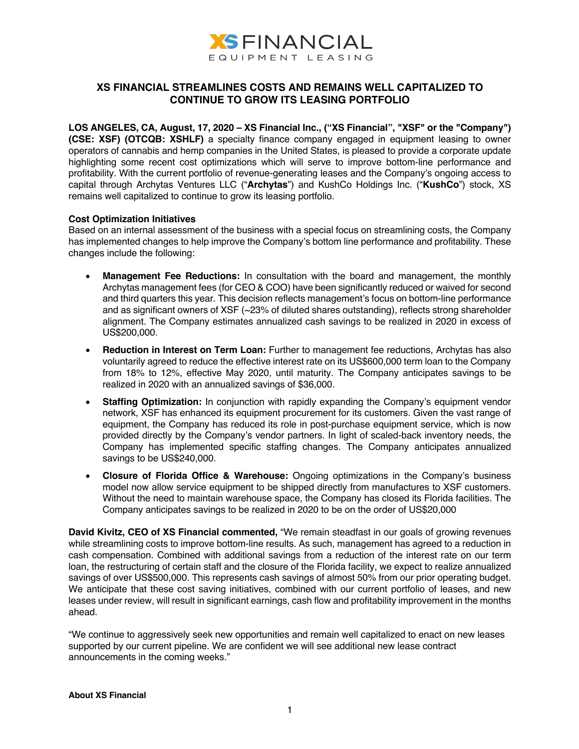XS FINANCIAL

EQUIPMENT LEASING

# XS FINANCIAL STREAMLINES COSTS AND REMAINS WELL CAPITALIZED TO CONTINUE TO GROW ITS LEASING PORTFOLIO

**LOS ANGELES, CA, August, 17, 2020 – XS Financial Inc., ("XS Financial", "XSF" or the "Company") (CSE: XSF) (OTCQB: XSHLF)** a specialty finance company engaged in equipment leasing to owner operators of cannabis and hemp companies in the United States, is pleased to provide a corporate update highlighting some recent cost optimizations which will serve to improve bottom-line performance and profitability. With the current portfolio of revenue-generating leases and the Company's ongoing access to capital through Archytas Ventures LLC ("**Archytas**") and KushCo Holdings Inc. ("**KushCo**") stock, XS remains well capitalized to continue to grow its leasing portfolio.

**Cost Optimization Initiatives**

Based on an internal assessment of the business with a special focus on streamlining costs, the Company has implemented changes to help improve the Company's bottom line performance and profitability. These changes include the following:

- **Management Fee Reductions:** In consultation with the board and management, the monthly Archytas management fees (for CEO & COO) have been significantly reduced or waived for second and third quarters this year. This decision reflects management's focus on bottom-line performance and as significant owners of XSF (~23% of diluted shares outstanding), reflects strong shareholder alignment. The Company estimates annualized cash savings to be realized in 2020 in excess of US$200,000.
- **Reduction in Interest on Term Loan:** Further to management fee reductions, Archytas has also voluntarily agreed to reduce the effective interest rate on its US$600,000 term loan to the Company from 18% to 12%, effective May 2020, until maturity. The Company anticipates savings to be realized in 2020 with an annualized savings of $36,000.
- **Staffing Optimization:** In conjunction with rapidly expanding the Company's equipment vendor network, XSF has enhanced its equipment procurement for its customers. Given the vast range of equipment, the Company has reduced its role in post-purchase equipment service, which is now provided directly by the Company's vendor partners. In light of scaled-back inventory needs, the Company has implemented specific staffing changes. The Company anticipates annualized savings to be US$240,000.
- **Closure of Florida Office & Warehouse:** Ongoing optimizations in the Company's business model now allow service equipment to be shipped directly from manufactures to XSF customers. Without the need to maintain warehouse space, the Company has closed its Florida facilities. The Company anticipates savings to be realized in 2020 to be on the order of US$20,000

**David Kivitz, CEO of XS Financial commented,** "We remain steadfast in our goals of growing revenues while streamlining costs to improve bottom-line results. As such, management has agreed to a reduction in cash compensation. Combined with additional savings from a reduction of the interest rate on our term loan, the restructuring of certain staff and the closure of the Florida facility, we expect to realize annualized savings of over US$500,000. This represents cash savings of almost 50% from our prior operating budget. We anticipate that these cost saving initiatives, combined with our current portfolio of leases, and new leases under review, will result in significant earnings, cash flow and profitability improvement in the months ahead.

"We continue to aggressively seek new opportunities and remain well capitalized to enact on new leases supported by our current pipeline. We are confident we will see additional new lease contract announcements in the coming weeks."

**About XS Financial**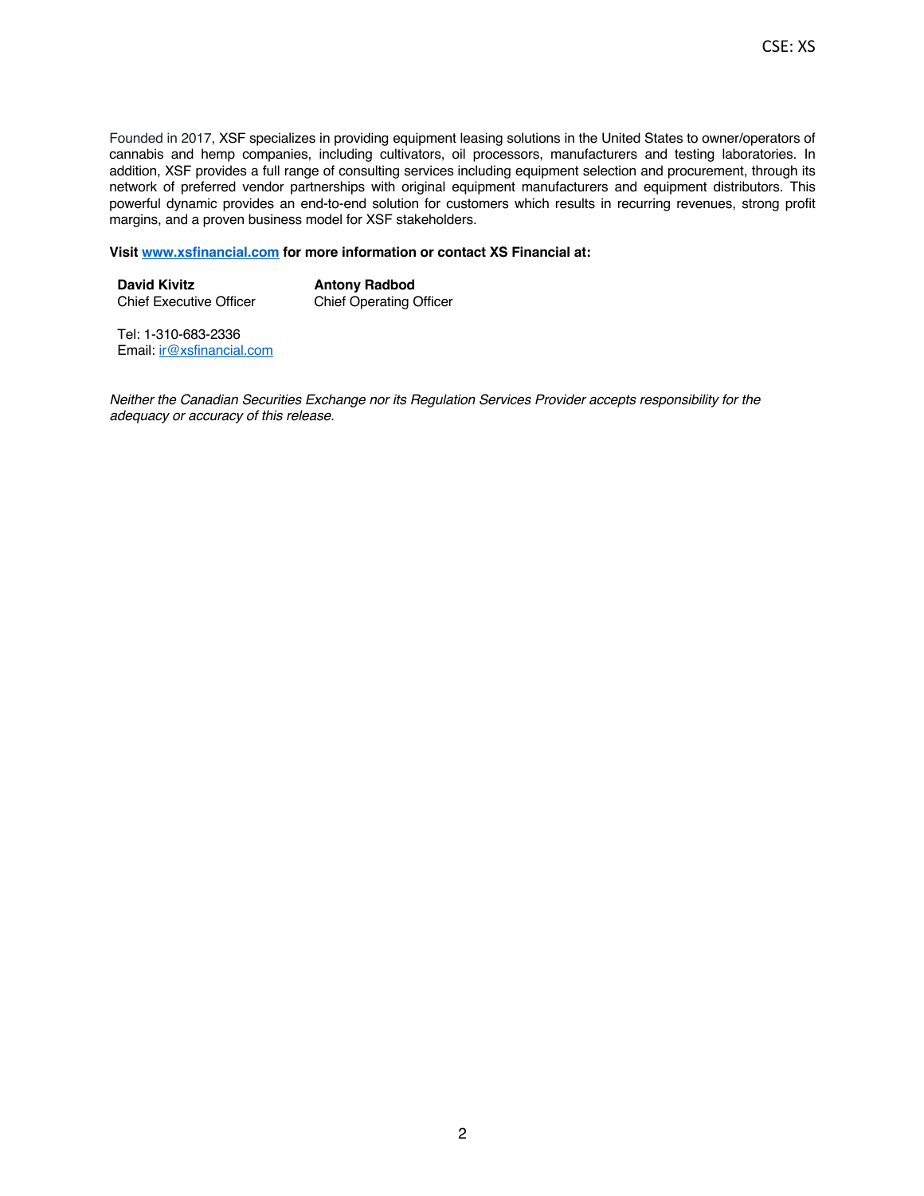Founded in 2017, XSF specializes in providing equipment leasing solutions in the United States to owner/operators of cannabis and hemp companies, including cultivators, oil processors, manufacturers and testing laboratories. In addition, XSF provides a full range of consulting services including equipment selection and procurement, through its network of preferred vendor partnerships with original equipment manufacturers and equipment distributors. This powerful dynamic provides an end-to-end solution for customers which results in recurring revenues, strong profit margins, and a proven business model for XSF stakeholders.

**Visit www.xsfinancial.com for more information or contact XS Financial at:**

**David Kivitz**
Chief Executive Officer

**Antony Radbod**
Chief Operating Officer

Tel: 1-310-683-2336
Email: ir@xsfinancial.com

*Neither the Canadian Securities Exchange nor its Regulation Services Provider accepts responsibility for the adequacy or accuracy of this release.*